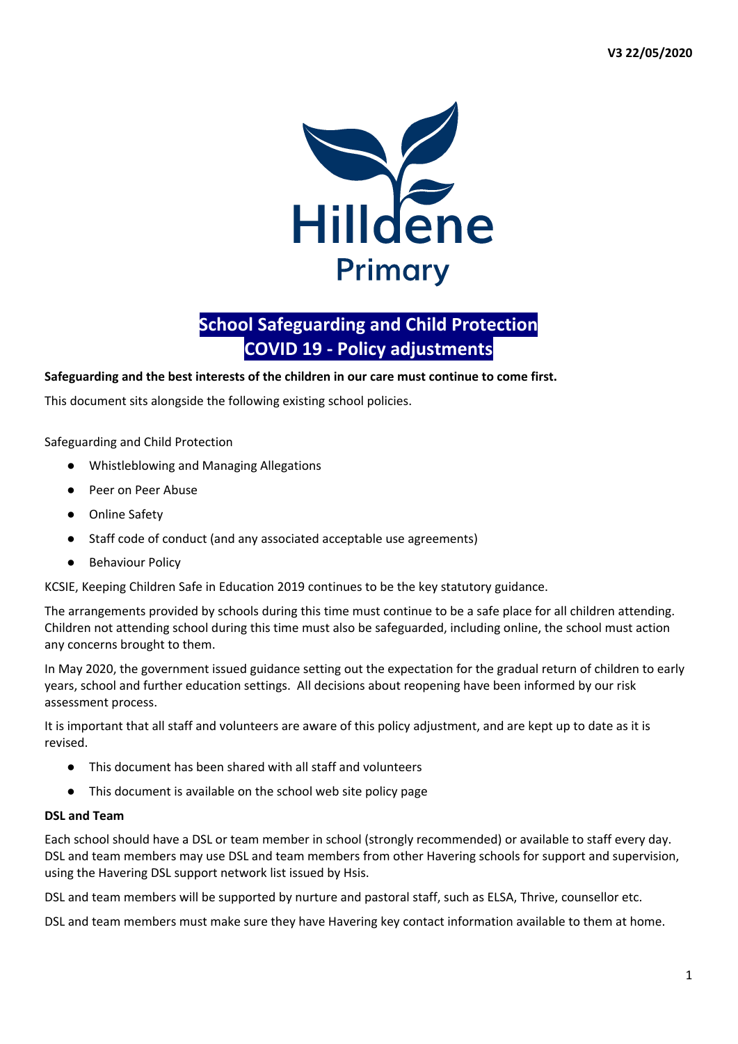V3 22/05/2020

Hilldene Primary

# School Safeguarding and Child Protection COVID 19 - Policy adjustments

**Safeguarding and the best interests of the children in our care must continue to come first.**

This document sits alongside the following existing school policies.

Safeguarding and Child Protection

- Whistleblowing and Managing Allegations
- Peer on Peer Abuse
- Online Safety
- Staff code of conduct (and any associated acceptable use agreements)
- Behaviour Policy

KCSIE, Keeping Children Safe in Education 2019 continues to be the key statutory guidance.

The arrangements provided by schools during this time must continue to be a safe place for all children attending. Children not attending school during this time must also be safeguarded, including online, the school must action any concerns brought to them.

In May 2020, the government issued guidance setting out the expectation for the gradual return of children to early years, school and further education settings. All decisions about reopening have been informed by our risk assessment process.

It is important that all staff and volunteers are aware of this policy adjustment, and are kept up to date as it is revised.

- This document has been shared with all staff and volunteers
- This document is available on the school web site policy page

**DSL and Team**

Each school should have a DSL or team member in school (strongly recommended) or available to staff every day. DSL and team members may use DSL and team members from other Havering schools for support and supervision, using the Havering DSL support network list issued by Hsis.

DSL and team members will be supported by nurture and pastoral staff, such as ELSA, Thrive, counsellor etc.

DSL and team members must make sure they have Havering key contact information available to them at home.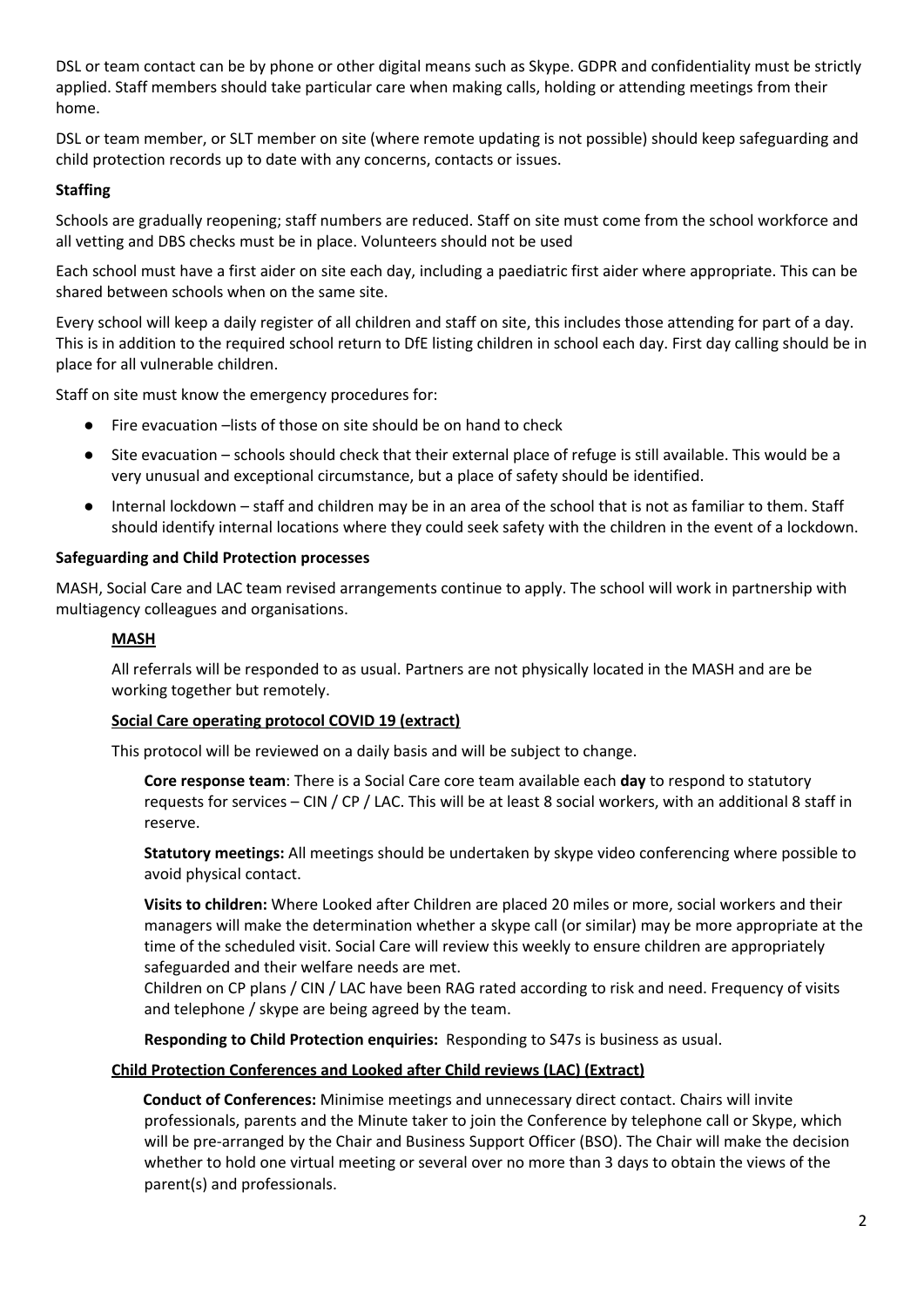DSL or team contact can be by phone or other digital means such as Skype. GDPR and confidentiality must be strictly applied. Staff members should take particular care when making calls, holding or attending meetings from their home.

DSL or team member, or SLT member on site (where remote updating is not possible) should keep safeguarding and child protection records up to date with any concerns, contacts or issues.

**Staffing**

Schools are gradually reopening; staff numbers are reduced. Staff on site must come from the school workforce and all vetting and DBS checks must be in place. Volunteers should not be used

Each school must have a first aider on site each day, including a paediatric first aider where appropriate. This can be shared between schools when on the same site.

Every school will keep a daily register of all children and staff on site, this includes those attending for part of a day. This is in addition to the required school return to DfE listing children in school each day. First day calling should be in place for all vulnerable children.

Staff on site must know the emergency procedures for:

- Fire evacuation –lists of those on site should be on hand to check
- Site evacuation – schools should check that their external place of refuge is still available. This would be a very unusual and exceptional circumstance, but a place of safety should be identified.
- Internal lockdown – staff and children may be in an area of the school that is not as familiar to them. Staff should identify internal locations where they could seek safety with the children in the event of a lockdown.

**Safeguarding and Child Protection processes**

MASH, Social Care and LAC team revised arrangements continue to apply. The school will work in partnership with multiagency colleagues and organisations.

**MASH**

All referrals will be responded to as usual. Partners are not physically located in the MASH and are be working together but remotely.

**Social Care operating protocol COVID 19 (extract)**

This protocol will be reviewed on a daily basis and will be subject to change.

**Core response team**: There is a Social Care core team available each **day** to respond to statutory requests for services – CIN / CP / LAC. This will be at least 8 social workers, with an additional 8 staff in reserve.

**Statutory meetings:** All meetings should be undertaken by skype video conferencing where possible to avoid physical contact.

**Visits to children:** Where Looked after Children are placed 20 miles or more, social workers and their managers will make the determination whether a skype call (or similar) may be more appropriate at the time of the scheduled visit. Social Care will review this weekly to ensure children are appropriately safeguarded and their welfare needs are met.
Children on CP plans / CIN / LAC have been RAG rated according to risk and need. Frequency of visits and telephone / skype are being agreed by the team.

**Responding to Child Protection enquiries:** Responding to S47s is business as usual.

**Child Protection Conferences and Looked after Child reviews (LAC) (Extract)**

**Conduct of Conferences:** Minimise meetings and unnecessary direct contact. Chairs will invite professionals, parents and the Minute taker to join the Conference by telephone call or Skype, which will be pre-arranged by the Chair and Business Support Officer (BSO). The Chair will make the decision whether to hold one virtual meeting or several over no more than 3 days to obtain the views of the parent(s) and professionals.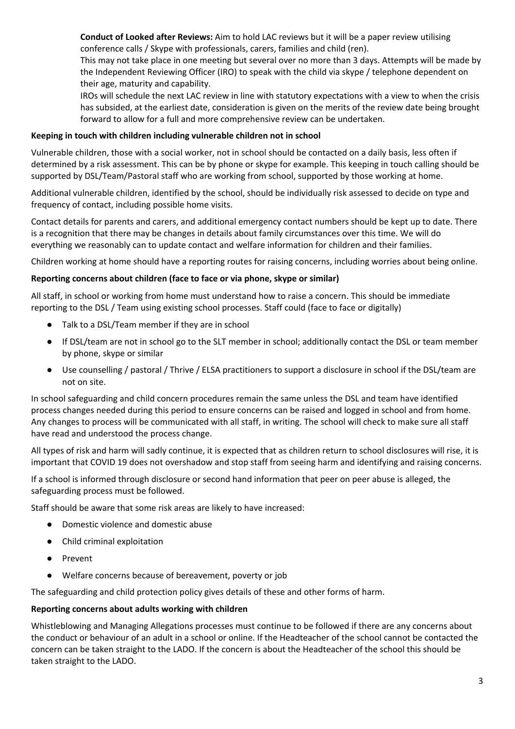**Conduct of Looked after Reviews:** Aim to hold LAC reviews but it will be a paper review utilising conference calls / Skype with professionals, carers, families and child (ren).

This may not take place in one meeting but several over no more than 3 days. Attempts will be made by the Independent Reviewing Officer (IRO) to speak with the child via skype / telephone dependent on their age, maturity and capability.

IROs will schedule the next LAC review in line with statutory expectations with a view to when the crisis has subsided, at the earliest date, consideration is given on the merits of the review date being brought forward to allow for a full and more comprehensive review can be undertaken.

**Keeping in touch with children including vulnerable children not in school**

Vulnerable children, those with a social worker, not in school should be contacted on a daily basis, less often if determined by a risk assessment. This can be by phone or skype for example. This keeping in touch calling should be supported by DSL/Team/Pastoral staff who are working from school, supported by those working at home.

Additional vulnerable children, identified by the school, should be individually risk assessed to decide on type and frequency of contact, including possible home visits.

Contact details for parents and carers, and additional emergency contact numbers should be kept up to date. There is a recognition that there may be changes in details about family circumstances over this time. We will do everything we reasonably can to update contact and welfare information for children and their families.

Children working at home should have a reporting routes for raising concerns, including worries about being online.

**Reporting concerns about children (face to face or via phone, skype or similar)**

All staff, in school or working from home must understand how to raise a concern. This should be immediate reporting to the DSL / Team using existing school processes. Staff could (face to face or digitally)

- Talk to a DSL/Team member if they are in school
- If DSL/team are not in school go to the SLT member in school; additionally contact the DSL or team member by phone, skype or similar
- Use counselling / pastoral / Thrive / ELSA practitioners to support a disclosure in school if the DSL/team are not on site.

In school safeguarding and child concern procedures remain the same unless the DSL and team have identified process changes needed during this period to ensure concerns can be raised and logged in school and from home. Any changes to process will be communicated with all staff, in writing. The school will check to make sure all staff have read and understood the process change.

All types of risk and harm will sadly continue, it is expected that as children return to school disclosures will rise, it is important that COVID 19 does not overshadow and stop staff from seeing harm and identifying and raising concerns.

If a school is informed through disclosure or second hand information that peer on peer abuse is alleged, the safeguarding process must be followed.

Staff should be aware that some risk areas are likely to have increased:

- Domestic violence and domestic abuse
- Child criminal exploitation
- Prevent
- Welfare concerns because of bereavement, poverty or job

The safeguarding and child protection policy gives details of these and other forms of harm.

**Reporting concerns about adults working with children**

Whistleblowing and Managing Allegations processes must continue to be followed if there are any concerns about the conduct or behaviour of an adult in a school or online. If the Headteacher of the school cannot be contacted the concern can be taken straight to the LADO. If the concern is about the Headteacher of the school this should be taken straight to the LADO.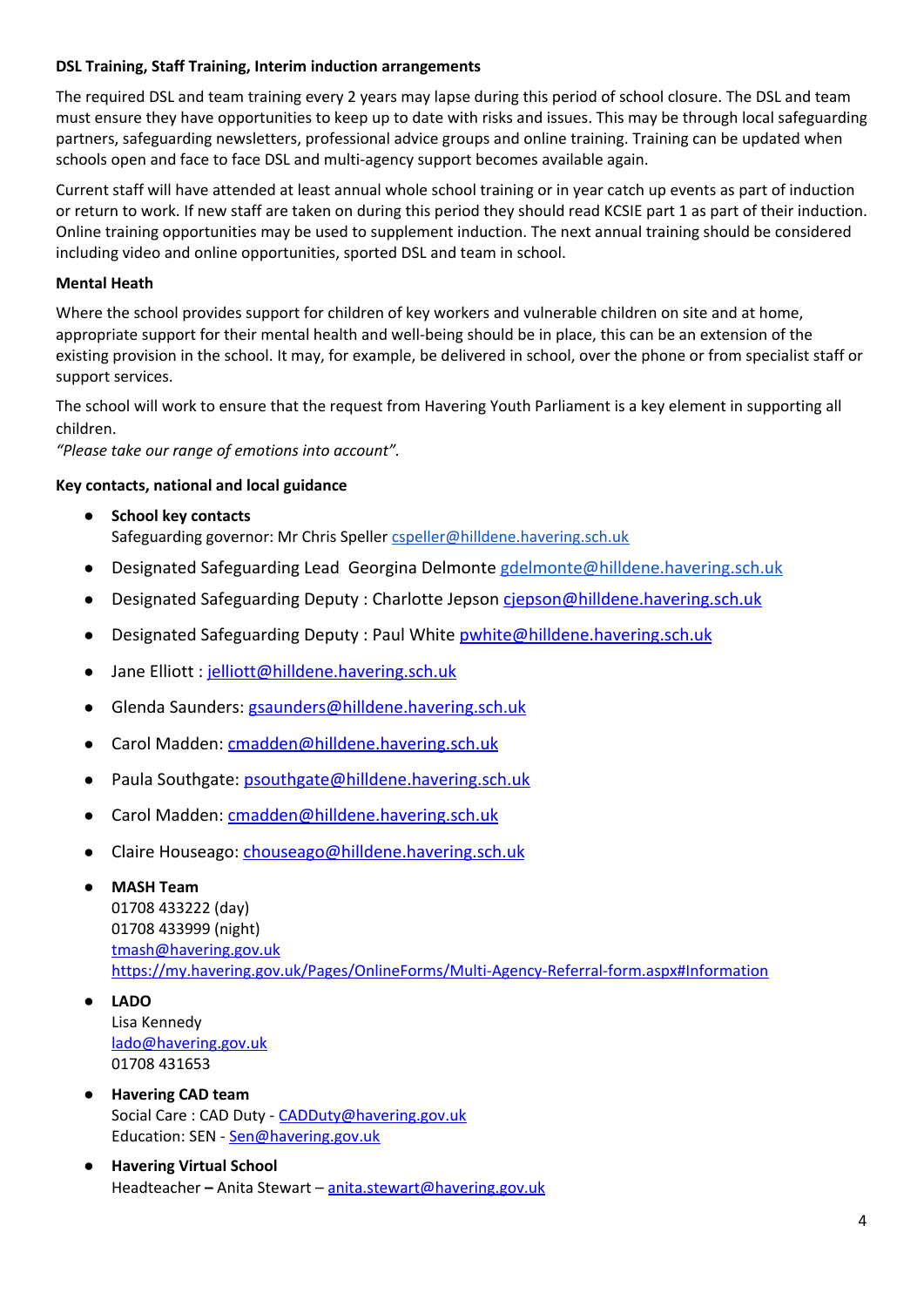**DSL Training, Staff Training, Interim induction arrangements**

The required DSL and team training every 2 years may lapse during this period of school closure. The DSL and team must ensure they have opportunities to keep up to date with risks and issues. This may be through local safeguarding partners, safeguarding newsletters, professional advice groups and online training. Training can be updated when schools open and face to face DSL and multi-agency support becomes available again.

Current staff will have attended at least annual whole school training or in year catch up events as part of induction or return to work. If new staff are taken on during this period they should read KCSIE part 1 as part of their induction. Online training opportunities may be used to supplement induction. The next annual training should be considered including video and online opportunities, sported DSL and team in school.

**Mental Heath**

Where the school provides support for children of key workers and vulnerable children on site and at home, appropriate support for their mental health and well-being should be in place, this can be an extension of the existing provision in the school. It may, for example, be delivered in school, over the phone or from specialist staff or support services.

The school will work to ensure that the request from Havering Youth Parliament is a key element in supporting all children.
*"Please take our range of emotions into account".*

**Key contacts, national and local guidance**

- **School key contacts**
  Safeguarding governor: Mr Chris Speller cspeller@hilldene.havering.sch.uk
- Designated Safeguarding Lead Georgina Delmonte gdelmonte@hilldene.havering.sch.uk
- Designated Safeguarding Deputy : Charlotte Jepson cjepson@hilldene.havering.sch.uk
- Designated Safeguarding Deputy : Paul White pwhite@hilldene.havering.sch.uk
- Jane Elliott : jelliott@hilldene.havering.sch.uk
- Glenda Saunders: gsaunders@hilldene.havering.sch.uk
- Carol Madden: cmadden@hilldene.havering.sch.uk
- Paula Southgate: psouthgate@hilldene.havering.sch.uk
- Carol Madden: cmadden@hilldene.havering.sch.uk
- Claire Houseago: chouseago@hilldene.havering.sch.uk
- **MASH Team**
  01708 433222 (day)
  01708 433999 (night)
  tmash@havering.gov.uk
  https://my.havering.gov.uk/Pages/OnlineForms/Multi-Agency-Referral-form.aspx#Information
- **LADO**
  Lisa Kennedy
  lado@havering.gov.uk
  01708 431653
- **Havering CAD team**
  Social Care : CAD Duty - CADDuty@havering.gov.uk
  Education: SEN - Sen@havering.gov.uk
- **Havering Virtual School**
  Headteacher **–** Anita Stewart – anita.stewart@havering.gov.uk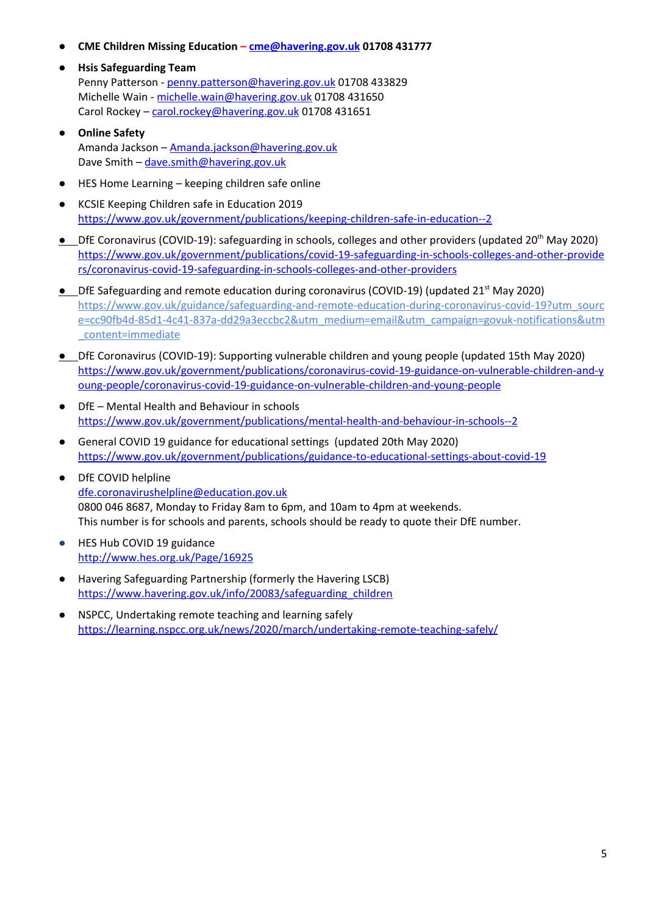- **CME Children Missing Education – cme@havering.gov.uk 01708 431777**
- **Hsis Safeguarding Team**
  Penny Patterson - penny.patterson@havering.gov.uk 01708 433829
  Michelle Wain - michelle.wain@havering.gov.uk 01708 431650
  Carol Rockey – carol.rockey@havering.gov.uk 01708 431651
- **Online Safety**
  Amanda Jackson – Amanda.jackson@havering.gov.uk
  Dave Smith – dave.smith@havering.gov.uk
- HES Home Learning – keeping children safe online
- KCSIE Keeping Children safe in Education 2019
  https://www.gov.uk/government/publications/keeping-children-safe-in-education--2
- DfE Coronavirus (COVID-19): safeguarding in schools, colleges and other providers (updated 20th May 2020)
  https://www.gov.uk/government/publications/covid-19-safeguarding-in-schools-colleges-and-other-providers/coronavirus-covid-19-safeguarding-in-schools-colleges-and-other-providers
- DfE Safeguarding and remote education during coronavirus (COVID-19) (updated 21st May 2020)
  https://www.gov.uk/guidance/safeguarding-and-remote-education-during-coronavirus-covid-19?utm_source=cc90fb4d-85d1-4c41-837a-dd29a3eccbc2&utm_medium=email&utm_campaign=govuk-notifications&utm_content=immediate
- DfE Coronavirus (COVID-19): Supporting vulnerable children and young people (updated 15th May 2020)
  https://www.gov.uk/government/publications/coronavirus-covid-19-guidance-on-vulnerable-children-and-young-people/coronavirus-covid-19-guidance-on-vulnerable-children-and-young-people
- DfE – Mental Health and Behaviour in schools
  https://www.gov.uk/government/publications/mental-health-and-behaviour-in-schools--2
- General COVID 19 guidance for educational settings (updated 20th May 2020)
  https://www.gov.uk/government/publications/guidance-to-educational-settings-about-covid-19
- DfE COVID helpline
  dfe.coronavirushelpline@education.gov.uk
  0800 046 8687, Monday to Friday 8am to 6pm, and 10am to 4pm at weekends.
  This number is for schools and parents, schools should be ready to quote their DfE number.
- HES Hub COVID 19 guidance
  http://www.hes.org.uk/Page/16925
- Havering Safeguarding Partnership (formerly the Havering LSCB)
  https://www.havering.gov.uk/info/20083/safeguarding_children
- NSPCC, Undertaking remote teaching and learning safely
  https://learning.nspcc.org.uk/news/2020/march/undertaking-remote-teaching-safely/